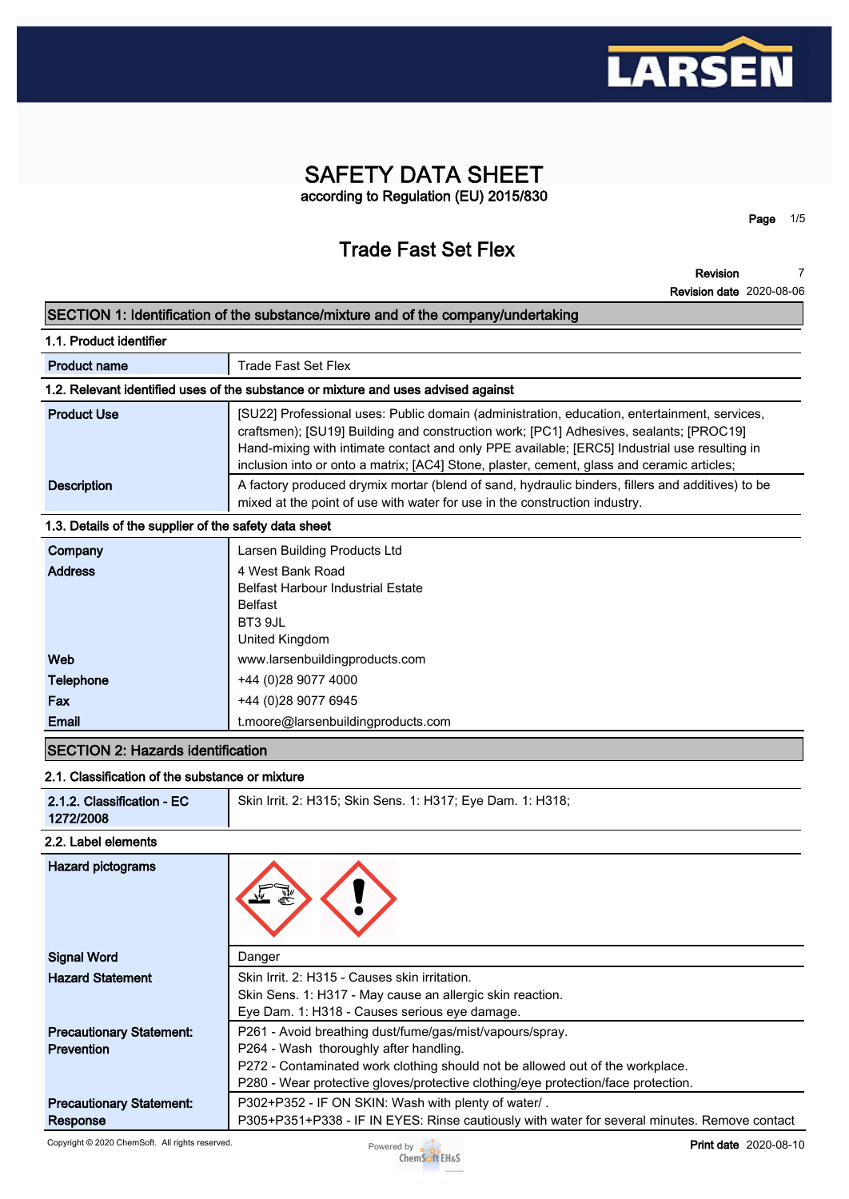# SAFETY DATA SHEET

according to Regulation (EU) 2015/830

## Trade Fast Set Flex

**Revision** 7
**Revision date** 2020-08-06

## SECTION 1: Identification of the substance/mixture and of the company/undertaking

### 1.1. Product identifier

| | |
|---|---|
| **Product name** | Trade Fast Set Flex |

### 1.2. Relevant identified uses of the substance or mixture and uses advised against

| | |
|---|---|
| **Product Use** | [SU22] Professional uses: Public domain (administration, education, entertainment, services, craftsmen); [SU19] Building and construction work; [PC1] Adhesives, sealants; [PROC19] Hand-mixing with intimate contact and only PPE available; [ERC5] Industrial use resulting in inclusion into or onto a matrix; [AC4] Stone, plaster, cement, glass and ceramic articles; |
| **Description** | A factory produced drymix mortar (blend of sand, hydraulic binders, fillers and additives) to be mixed at the point of use with water for use in the construction industry. |

### 1.3. Details of the supplier of the safety data sheet

| | |
|---|---|
| **Company** | Larsen Building Products Ltd |
| **Address** | 4 West Bank Road<br>Belfast Harbour Industrial Estate<br>Belfast<br>BT3 9JL<br>United Kingdom |
| **Web** | www.larsenbuildingproducts.com |
| **Telephone** | +44 (0)28 9077 4000 |
| **Fax** | +44 (0)28 9077 6945 |
| **Email** | t.moore@larsenbuildingproducts.com |

## SECTION 2: Hazards identification

### 2.1. Classification of the substance or mixture

| | |
|---|---|
| **2.1.2. Classification - EC 1272/2008** | Skin Irrit. 2: H315; Skin Sens. 1: H317; Eye Dam. 1: H318; |

### 2.2. Label elements

| | |
|---|---|
| **Hazard pictograms** | |
| **Signal Word** | Danger |
| **Hazard Statement** | Skin Irrit. 2: H315 - Causes skin irritation.<br>Skin Sens. 1: H317 - May cause an allergic skin reaction.<br>Eye Dam. 1: H318 - Causes serious eye damage. |
| **Precautionary Statement: Prevention** | P261 - Avoid breathing dust/fume/gas/mist/vapours/spray.<br>P264 - Wash thoroughly after handling.<br>P272 - Contaminated work clothing should not be allowed out of the workplace.<br>P280 - Wear protective gloves/protective clothing/eye protection/face protection. |
| **Precautionary Statement: Response** | P302+P352 - IF ON SKIN: Wash with plenty of water/ .<br>P305+P351+P338 - IF IN EYES: Rinse cautiously with water for several minutes. Remove contact |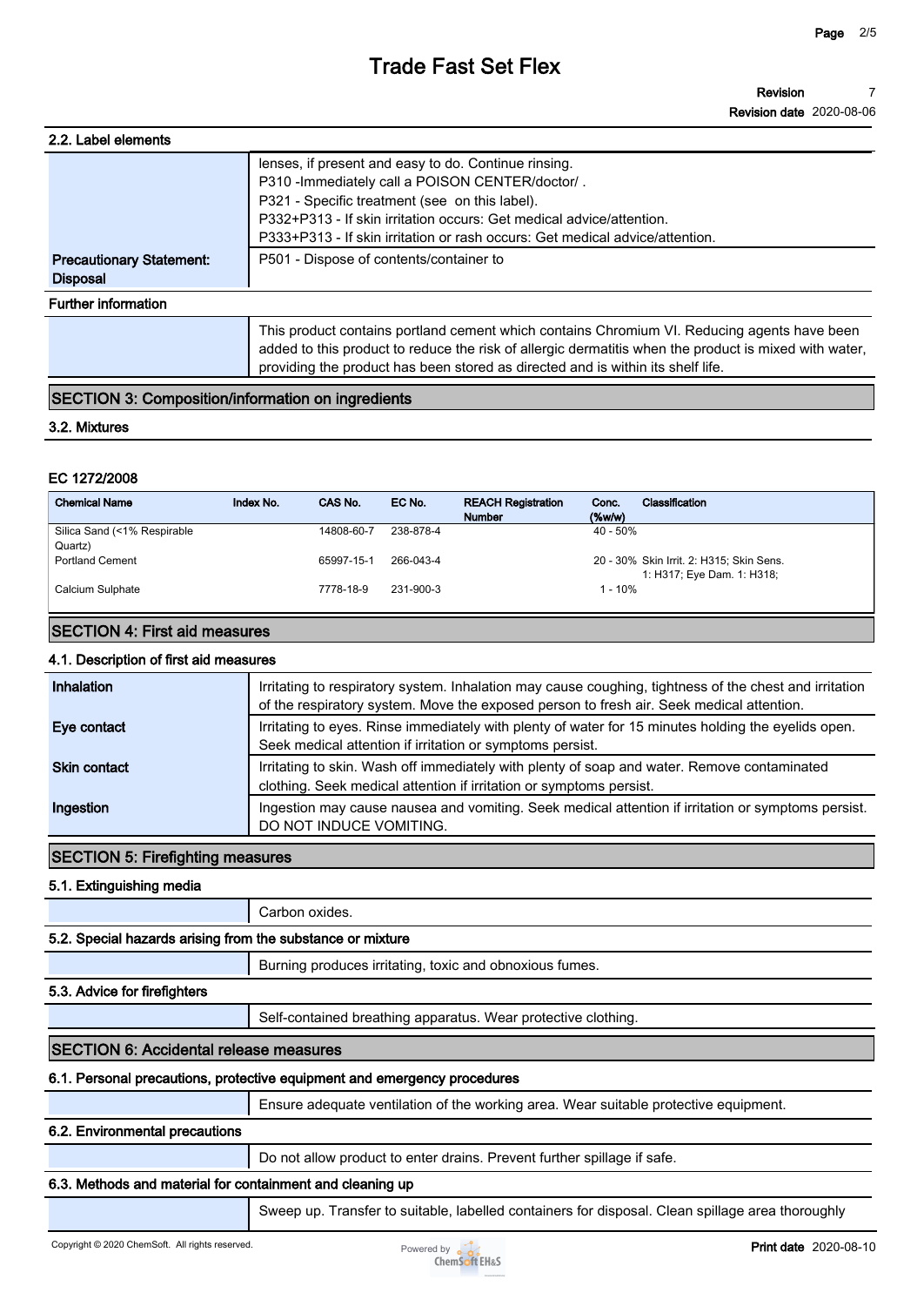### 2.2. Label elements

| | |
|---|---|
| | lenses, if present and easy to do. Continue rinsing.<br>P310 -Immediately call a POISON CENTER/doctor/ .<br>P321 - Specific treatment (see on this label).<br>P332+P313 - If skin irritation occurs: Get medical advice/attention.<br>P333+P313 - If skin irritation or rash occurs: Get medical advice/attention. |
| **Precautionary Statement: Disposal** | P501 - Dispose of contents/container to |

**Further information**

This product contains portland cement which contains Chromium VI. Reducing agents have been added to this product to reduce the risk of allergic dermatitis when the product is mixed with water, providing the product has been stored as directed and is within its shelf life.

## SECTION 3: Composition/information on ingredients

### 3.2. Mixtures

**EC 1272/2008**

| Chemical Name | Index No. | CAS No. | EC No. | REACH Registration Number | Conc. (%w/w) | Classification |
|---|---|---|---|---|---|---|
| Silica Sand (<1% Respirable Quartz) | | 14808-60-7 | 238-878-4 | | 40 - 50% | |
| Portland Cement | | 65997-15-1 | 266-043-4 | | 20 - 30% | Skin Irrit. 2: H315; Skin Sens. 1: H317; Eye Dam. 1: H318; |
| Calcium Sulphate | | 7778-18-9 | 231-900-3 | | 1 - 10% | |

## SECTION 4: First aid measures

### 4.1. Description of first aid measures

| | |
|---|---|
| **Inhalation** | Irritating to respiratory system. Inhalation may cause coughing, tightness of the chest and irritation of the respiratory system. Move the exposed person to fresh air. Seek medical attention. |
| **Eye contact** | Irritating to eyes. Rinse immediately with plenty of water for 15 minutes holding the eyelids open. Seek medical attention if irritation or symptoms persist. |
| **Skin contact** | Irritating to skin. Wash off immediately with plenty of soap and water. Remove contaminated clothing. Seek medical attention if irritation or symptoms persist. |
| **Ingestion** | Ingestion may cause nausea and vomiting. Seek medical attention if irritation or symptoms persist. DO NOT INDUCE VOMITING. |

## SECTION 5: Firefighting measures

### 5.1. Extinguishing media

Carbon oxides.

### 5.2. Special hazards arising from the substance or mixture

Burning produces irritating, toxic and obnoxious fumes.

### 5.3. Advice for firefighters

Self-contained breathing apparatus. Wear protective clothing.

## SECTION 6: Accidental release measures

### 6.1. Personal precautions, protective equipment and emergency procedures

Ensure adequate ventilation of the working area. Wear suitable protective equipment.

### 6.2. Environmental precautions

Do not allow product to enter drains. Prevent further spillage if safe.

### 6.3. Methods and material for containment and cleaning up

Sweep up. Transfer to suitable, labelled containers for disposal. Clean spillage area thoroughly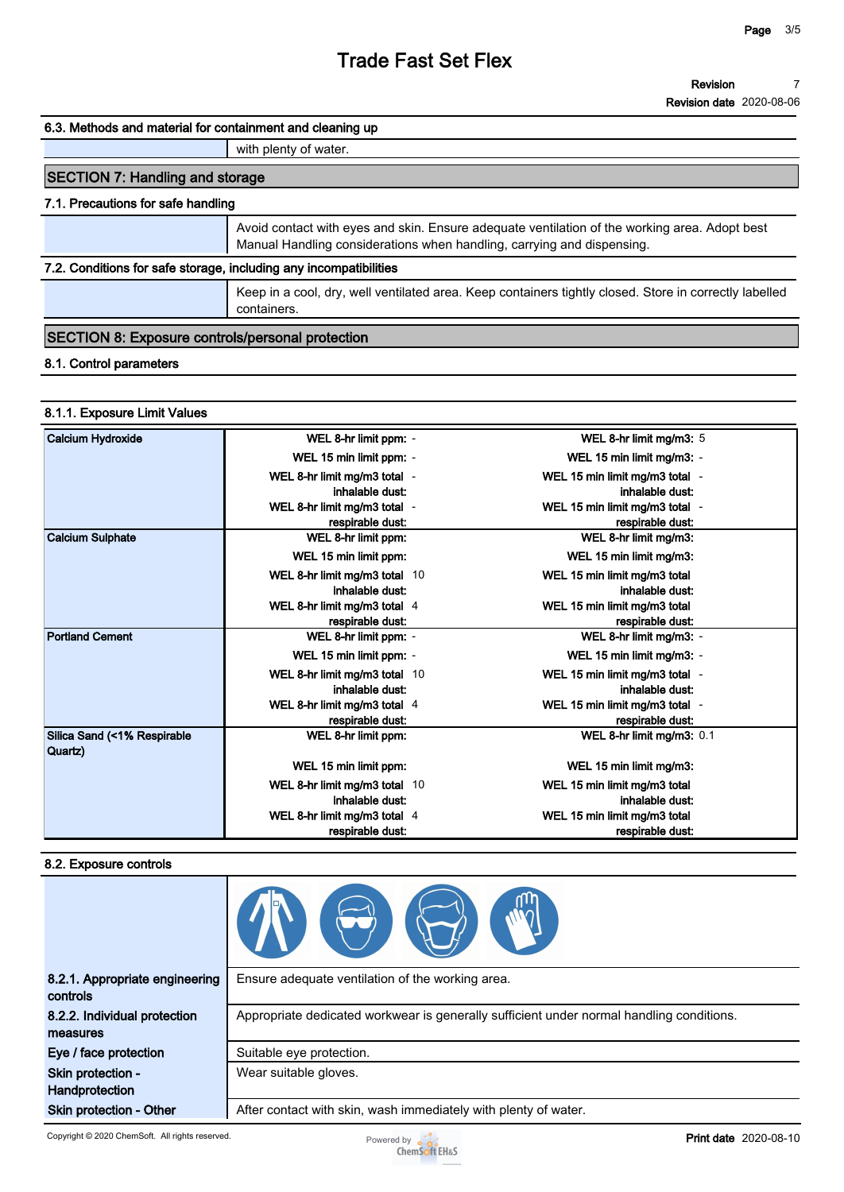## 6.3. Methods and material for containment and cleaning up

| | |
|---|---|
| | with plenty of water. |

## SECTION 7: Handling and storage

### 7.1. Precautions for safe handling

| | |
|---|---|
| | Avoid contact with eyes and skin. Ensure adequate ventilation of the working area. Adopt best Manual Handling considerations when handling, carrying and dispensing. |

### 7.2. Conditions for safe storage, including any incompatibilities

| | |
|---|---|
| | Keep in a cool, dry, well ventilated area. Keep containers tightly closed. Store in correctly labelled containers. |

## SECTION 8: Exposure controls/personal protection

### 8.1. Control parameters

#### 8.1.1. Exposure Limit Values

| Substance | Parameter | Value | Parameter | Value |
|---|---|---|---|---|
| **Calcium Hydroxide** | WEL 8-hr limit ppm: | - | WEL 8-hr limit mg/m3: | 5 |
| | WEL 15 min limit ppm: | - | WEL 15 min limit mg/m3: | - |
| | WEL 8-hr limit mg/m3 total inhalable dust: | - | WEL 15 min limit mg/m3 total inhalable dust: | - |
| | WEL 8-hr limit mg/m3 total respirable dust: | - | WEL 15 min limit mg/m3 total respirable dust: | - |
| **Calcium Sulphate** | WEL 8-hr limit ppm: | | WEL 8-hr limit mg/m3: | |
| | WEL 15 min limit ppm: | | WEL 15 min limit mg/m3: | |
| | WEL 8-hr limit mg/m3 total inhalable dust: | 10 | WEL 15 min limit mg/m3 total inhalable dust: | |
| | WEL 8-hr limit mg/m3 total respirable dust: | 4 | WEL 15 min limit mg/m3 total respirable dust: | |
| **Portland Cement** | WEL 8-hr limit ppm: | - | WEL 8-hr limit mg/m3: | - |
| | WEL 15 min limit ppm: | - | WEL 15 min limit mg/m3: | - |
| | WEL 8-hr limit mg/m3 total inhalable dust: | 10 | WEL 15 min limit mg/m3 total inhalable dust: | - |
| | WEL 8-hr limit mg/m3 total respirable dust: | 4 | WEL 15 min limit mg/m3 total respirable dust: | - |
| **Silica Sand (<1% Respirable Quartz)** | WEL 8-hr limit ppm: | | WEL 8-hr limit mg/m3: | 0.1 |
| | WEL 15 min limit ppm: | | WEL 15 min limit mg/m3: | |
| | WEL 8-hr limit mg/m3 total inhalable dust: | 10 | WEL 15 min limit mg/m3 total inhalable dust: | |
| | WEL 8-hr limit mg/m3 total respirable dust: | 4 | WEL 15 min limit mg/m3 total respirable dust: | |

### 8.2. Exposure controls

| | |
|---|---|
| **8.2.1. Appropriate engineering controls** | Ensure adequate ventilation of the working area. |
| **8.2.2. Individual protection measures** | Appropriate dedicated workwear is generally sufficient under normal handling conditions. |
| **Eye / face protection** | Suitable eye protection. |
| **Skin protection - Handprotection** | Wear suitable gloves. |
| **Skin protection - Other** | After contact with skin, wash immediately with plenty of water. |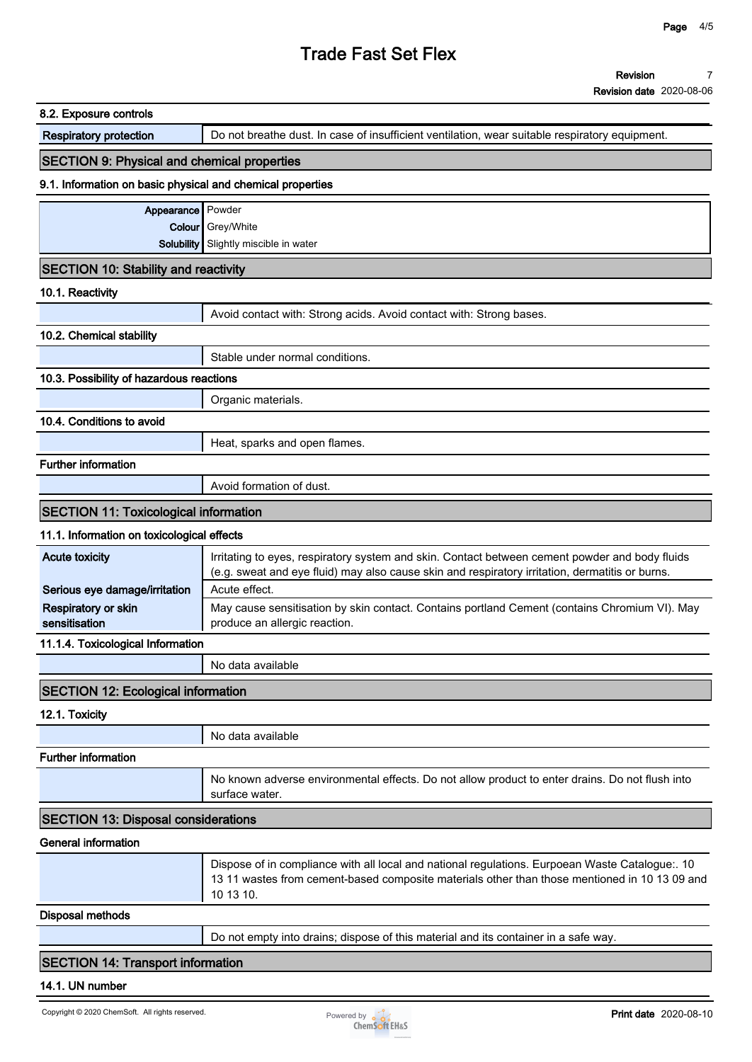8.2. Exposure controls

| | |
|---|---|
| **Respiratory protection** | Do not breathe dust. In case of insufficient ventilation, wear suitable respiratory equipment. |

## SECTION 9: Physical and chemical properties

### 9.1. Information on basic physical and chemical properties

| | |
|---|---|
| **Appearance** | Powder |
| **Colour** | Grey/White |
| **Solubility** | Slightly miscible in water |

## SECTION 10: Stability and reactivity

### 10.1. Reactivity

Avoid contact with: Strong acids. Avoid contact with: Strong bases.

### 10.2. Chemical stability

Stable under normal conditions.

### 10.3. Possibility of hazardous reactions

Organic materials.

### 10.4. Conditions to avoid

Heat, sparks and open flames.

### Further information

Avoid formation of dust.

## SECTION 11: Toxicological information

### 11.1. Information on toxicological effects

| | |
|---|---|
| **Acute toxicity** | Irritating to eyes, respiratory system and skin. Contact between cement powder and body fluids (e.g. sweat and eye fluid) may also cause skin and respiratory irritation, dermatitis or burns. |
| **Serious eye damage/irritation** | Acute effect. |
| **Respiratory or skin sensitisation** | May cause sensitisation by skin contact. Contains portland Cement (contains Chromium VI). May produce an allergic reaction. |

### 11.1.4. Toxicological Information

No data available

## SECTION 12: Ecological information

### 12.1. Toxicity

No data available

### Further information

No known adverse environmental effects. Do not allow product to enter drains. Do not flush into surface water.

## SECTION 13: Disposal considerations

### General information

Dispose of in compliance with all local and national regulations. Eurpoean Waste Catalogue:. 10 13 11 wastes from cement-based composite materials other than those mentioned in 10 13 09 and 10 13 10.

### Disposal methods

Do not empty into drains; dispose of this material and its container in a safe way.

## SECTION 14: Transport information

### 14.1. UN number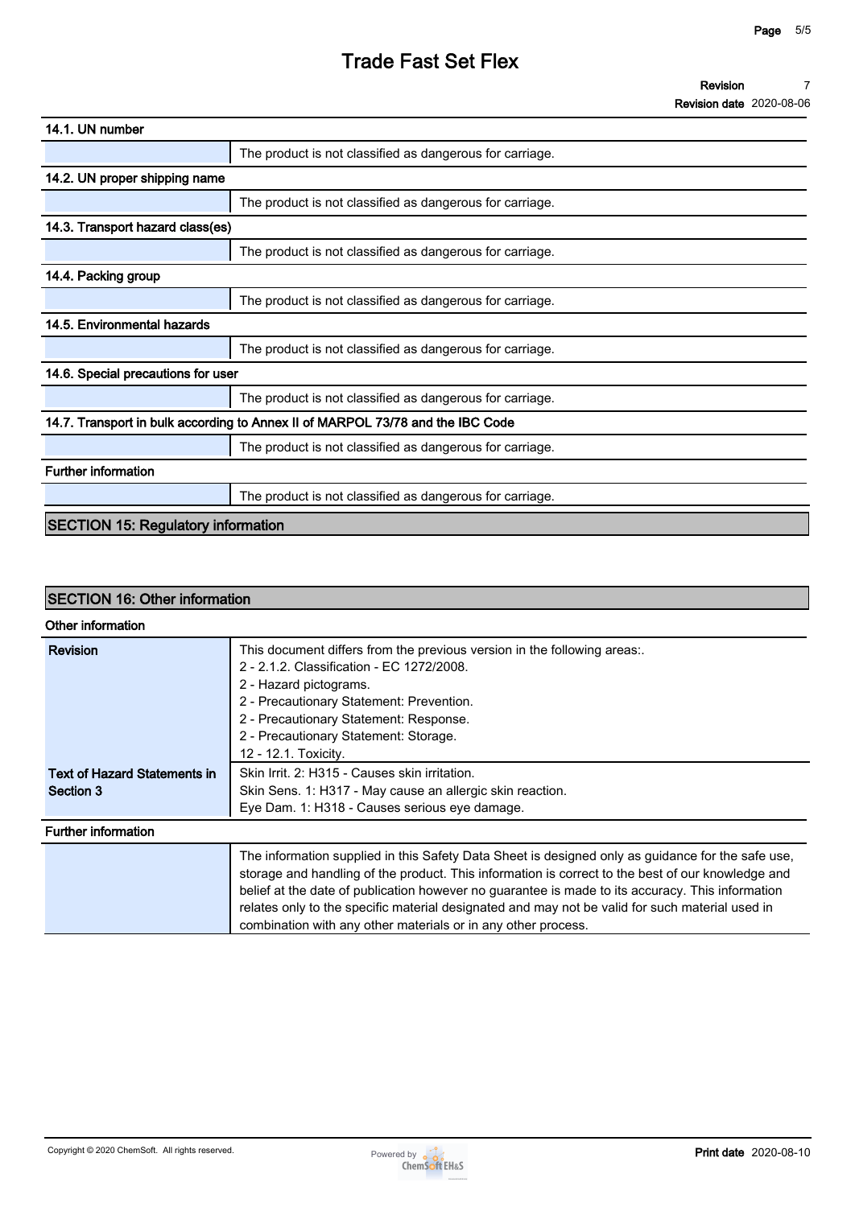**14.1. UN number**

| | |
|---|---|
| | The product is not classified as dangerous for carriage. |

**14.2. UN proper shipping name**

| | |
|---|---|
| | The product is not classified as dangerous for carriage. |

**14.3. Transport hazard class(es)**

| | |
|---|---|
| | The product is not classified as dangerous for carriage. |

**14.4. Packing group**

| | |
|---|---|
| | The product is not classified as dangerous for carriage. |

**14.5. Environmental hazards**

| | |
|---|---|
| | The product is not classified as dangerous for carriage. |

**14.6. Special precautions for user**

| | |
|---|---|
| | The product is not classified as dangerous for carriage. |

**14.7. Transport in bulk according to Annex II of MARPOL 73/78 and the IBC Code**

| | |
|---|---|
| | The product is not classified as dangerous for carriage. |

**Further information**

| | |
|---|---|
| | The product is not classified as dangerous for carriage. |

## SECTION 15: Regulatory information

## SECTION 16: Other information

**Other information**

| | |
|---|---|
| **Revision** | This document differs from the previous version in the following areas:.<br>2 - 2.1.2. Classification - EC 1272/2008.<br>2 - Hazard pictograms.<br>2 - Precautionary Statement: Prevention.<br>2 - Precautionary Statement: Response.<br>2 - Precautionary Statement: Storage.<br>12 - 12.1. Toxicity. |
| **Text of Hazard Statements in Section 3** | Skin Irrit. 2: H315 - Causes skin irritation.<br>Skin Sens. 1: H317 - May cause an allergic skin reaction.<br>Eye Dam. 1: H318 - Causes serious eye damage. |

**Further information**

| | |
|---|---|
| | The information supplied in this Safety Data Sheet is designed only as guidance for the safe use, storage and handling of the product. This information is correct to the best of our knowledge and belief at the date of publication however no guarantee is made to its accuracy. This information relates only to the specific material designated and may not be valid for such material used in combination with any other materials or in any other process. |